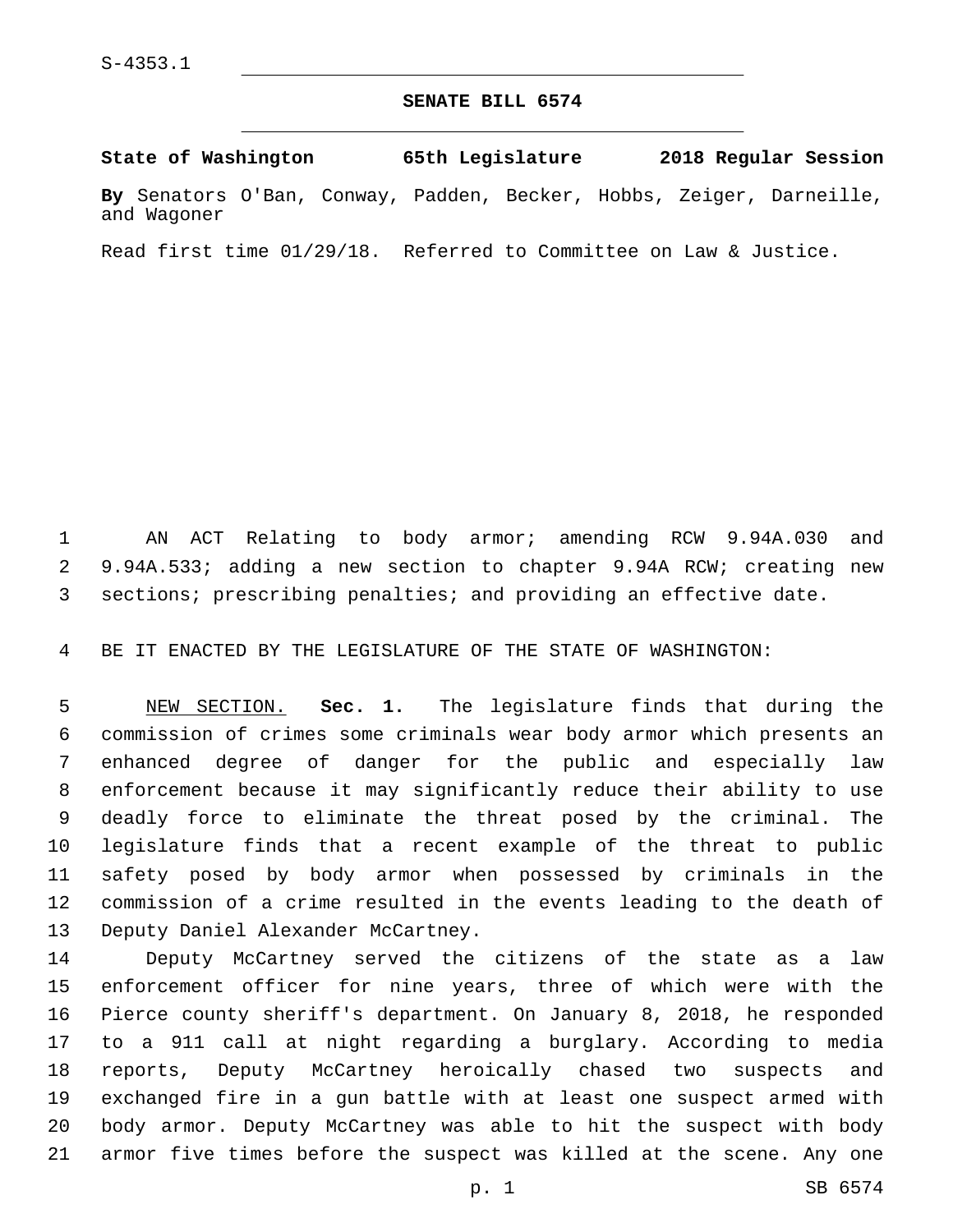S-4353.1

# SENATE BILL 6574

**State of Washington 65th Legislature 2018 Regular Session**

**By** Senators O'Ban, Conway, Padden, Becker, Hobbs, Zeiger, Darneille, and Wagoner

Read first time 01/29/18. Referred to Committee on Law & Justice.

AN ACT Relating to body armor; amending RCW 9.94A.030 and 9.94A.533; adding a new section to chapter 9.94A RCW; creating new sections; prescribing penalties; and providing an effective date.

BE IT ENACTED BY THE LEGISLATURE OF THE STATE OF WASHINGTON:

NEW SECTION. **Sec. 1.** The legislature finds that during the commission of crimes some criminals wear body armor which presents an enhanced degree of danger for the public and especially law enforcement because it may significantly reduce their ability to use deadly force to eliminate the threat posed by the criminal. The legislature finds that a recent example of the threat to public safety posed by body armor when possessed by criminals in the commission of a crime resulted in the events leading to the death of Deputy Daniel Alexander McCartney.

Deputy McCartney served the citizens of the state as a law enforcement officer for nine years, three of which were with the Pierce county sheriff's department. On January 8, 2018, he responded to a 911 call at night regarding a burglary. According to media reports, Deputy McCartney heroically chased two suspects and exchanged fire in a gun battle with at least one suspect armed with body armor. Deputy McCartney was able to hit the suspect with body armor five times before the suspect was killed at the scene. Any one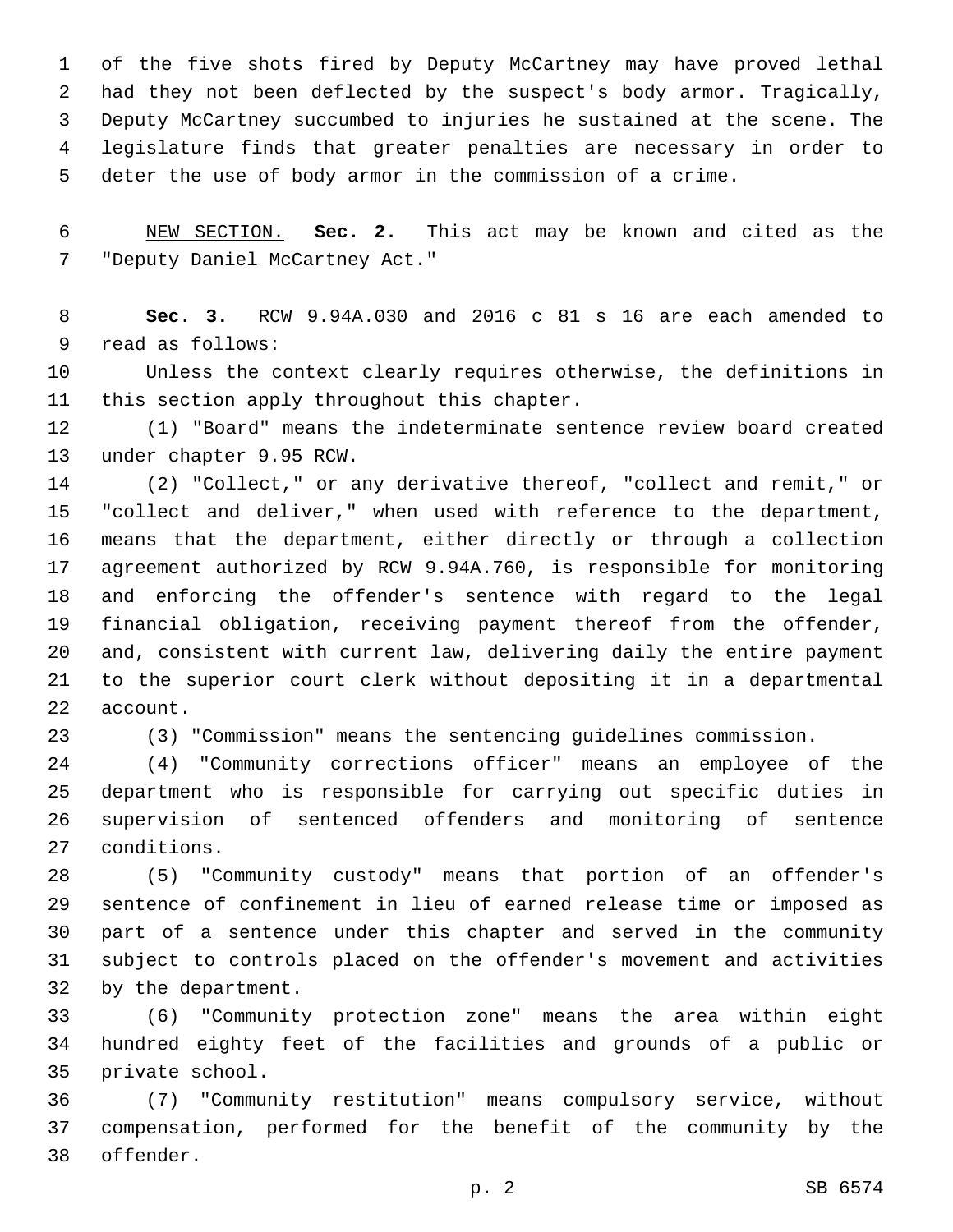of the five shots fired by Deputy McCartney may have proved lethal had they not been deflected by the suspect's body armor. Tragically, Deputy McCartney succumbed to injuries he sustained at the scene. The legislature finds that greater penalties are necessary in order to deter the use of body armor in the commission of a crime.

NEW SECTION. **Sec. 2.** This act may be known and cited as the "Deputy Daniel McCartney Act."

**Sec. 3.** RCW 9.94A.030 and 2016 c 81 s 16 are each amended to read as follows:

Unless the context clearly requires otherwise, the definitions in this section apply throughout this chapter.

(1) "Board" means the indeterminate sentence review board created under chapter 9.95 RCW.

(2) "Collect," or any derivative thereof, "collect and remit," or "collect and deliver," when used with reference to the department, means that the department, either directly or through a collection agreement authorized by RCW 9.94A.760, is responsible for monitoring and enforcing the offender's sentence with regard to the legal financial obligation, receiving payment thereof from the offender, and, consistent with current law, delivering daily the entire payment to the superior court clerk without depositing it in a departmental account.

(3) "Commission" means the sentencing guidelines commission.

(4) "Community corrections officer" means an employee of the department who is responsible for carrying out specific duties in supervision of sentenced offenders and monitoring of sentence conditions.

(5) "Community custody" means that portion of an offender's sentence of confinement in lieu of earned release time or imposed as part of a sentence under this chapter and served in the community subject to controls placed on the offender's movement and activities by the department.

(6) "Community protection zone" means the area within eight hundred eighty feet of the facilities and grounds of a public or private school.

(7) "Community restitution" means compulsory service, without compensation, performed for the benefit of the community by the offender.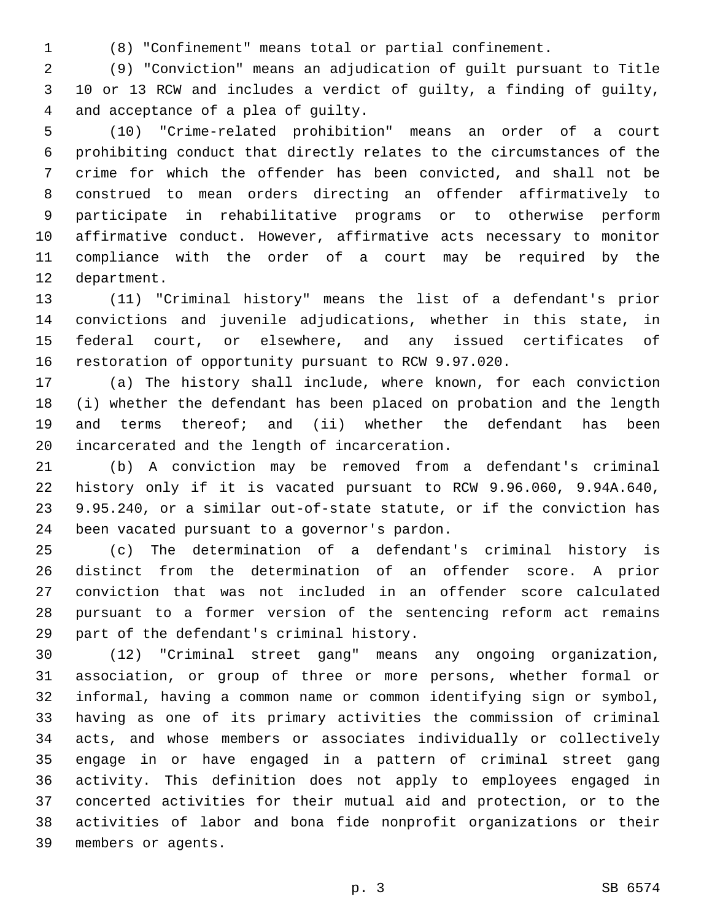(8) "Confinement" means total or partial confinement.

(9) "Conviction" means an adjudication of guilt pursuant to Title 10 or 13 RCW and includes a verdict of guilty, a finding of guilty, and acceptance of a plea of guilty.

(10) "Crime-related prohibition" means an order of a court prohibiting conduct that directly relates to the circumstances of the crime for which the offender has been convicted, and shall not be construed to mean orders directing an offender affirmatively to participate in rehabilitative programs or to otherwise perform affirmative conduct. However, affirmative acts necessary to monitor compliance with the order of a court may be required by the department.

(11) "Criminal history" means the list of a defendant's prior convictions and juvenile adjudications, whether in this state, in federal court, or elsewhere, and any issued certificates of restoration of opportunity pursuant to RCW 9.97.020.

(a) The history shall include, where known, for each conviction (i) whether the defendant has been placed on probation and the length and terms thereof; and (ii) whether the defendant has been incarcerated and the length of incarceration.

(b) A conviction may be removed from a defendant's criminal history only if it is vacated pursuant to RCW 9.96.060, 9.94A.640, 9.95.240, or a similar out-of-state statute, or if the conviction has been vacated pursuant to a governor's pardon.

(c) The determination of a defendant's criminal history is distinct from the determination of an offender score. A prior conviction that was not included in an offender score calculated pursuant to a former version of the sentencing reform act remains part of the defendant's criminal history.

(12) "Criminal street gang" means any ongoing organization, association, or group of three or more persons, whether formal or informal, having a common name or common identifying sign or symbol, having as one of its primary activities the commission of criminal acts, and whose members or associates individually or collectively engage in or have engaged in a pattern of criminal street gang activity. This definition does not apply to employees engaged in concerted activities for their mutual aid and protection, or to the activities of labor and bona fide nonprofit organizations or their members or agents.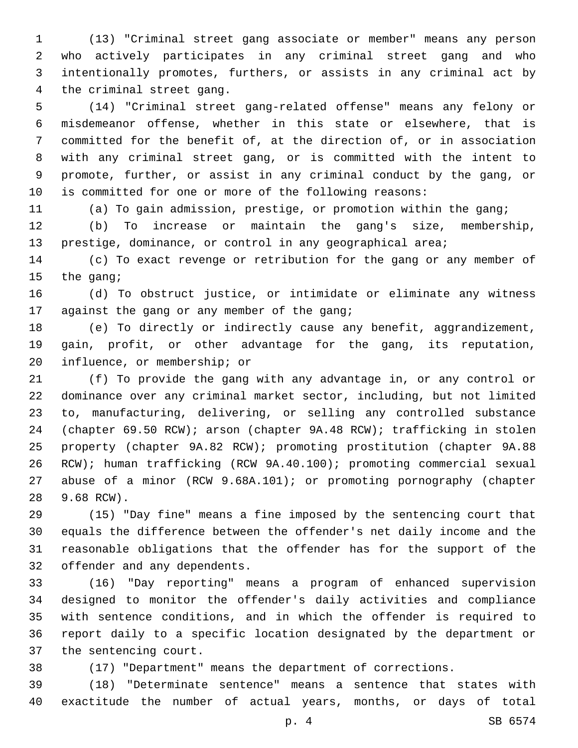(13) "Criminal street gang associate or member" means any person who actively participates in any criminal street gang and who intentionally promotes, furthers, or assists in any criminal act by the criminal street gang.

(14) "Criminal street gang-related offense" means any felony or misdemeanor offense, whether in this state or elsewhere, that is committed for the benefit of, at the direction of, or in association with any criminal street gang, or is committed with the intent to promote, further, or assist in any criminal conduct by the gang, or is committed for one or more of the following reasons:

(a) To gain admission, prestige, or promotion within the gang;

(b) To increase or maintain the gang's size, membership, prestige, dominance, or control in any geographical area;

(c) To exact revenge or retribution for the gang or any member of the gang;

(d) To obstruct justice, or intimidate or eliminate any witness against the gang or any member of the gang;

(e) To directly or indirectly cause any benefit, aggrandizement, gain, profit, or other advantage for the gang, its reputation, influence, or membership; or

(f) To provide the gang with any advantage in, or any control or dominance over any criminal market sector, including, but not limited to, manufacturing, delivering, or selling any controlled substance (chapter 69.50 RCW); arson (chapter 9A.48 RCW); trafficking in stolen property (chapter 9A.82 RCW); promoting prostitution (chapter 9A.88 RCW); human trafficking (RCW 9A.40.100); promoting commercial sexual abuse of a minor (RCW 9.68A.101); or promoting pornography (chapter 9.68 RCW).

(15) "Day fine" means a fine imposed by the sentencing court that equals the difference between the offender's net daily income and the reasonable obligations that the offender has for the support of the offender and any dependents.

(16) "Day reporting" means a program of enhanced supervision designed to monitor the offender's daily activities and compliance with sentence conditions, and in which the offender is required to report daily to a specific location designated by the department or the sentencing court.

(17) "Department" means the department of corrections.

(18) "Determinate sentence" means a sentence that states with exactitude the number of actual years, months, or days of total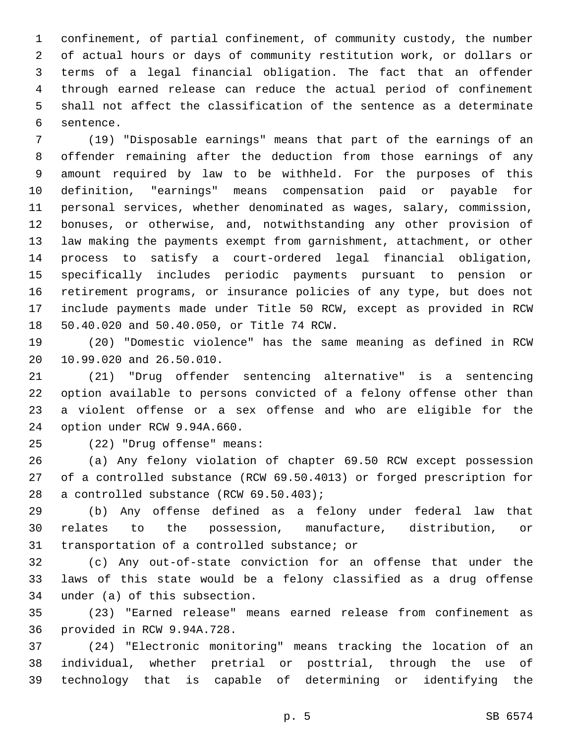confinement, of partial confinement, of community custody, the number of actual hours or days of community restitution work, or dollars or terms of a legal financial obligation. The fact that an offender through earned release can reduce the actual period of confinement shall not affect the classification of the sentence as a determinate sentence.

(19) "Disposable earnings" means that part of the earnings of an offender remaining after the deduction from those earnings of any amount required by law to be withheld. For the purposes of this definition, "earnings" means compensation paid or payable for personal services, whether denominated as wages, salary, commission, bonuses, or otherwise, and, notwithstanding any other provision of law making the payments exempt from garnishment, attachment, or other process to satisfy a court-ordered legal financial obligation, specifically includes periodic payments pursuant to pension or retirement programs, or insurance policies of any type, but does not include payments made under Title 50 RCW, except as provided in RCW 50.40.020 and 50.40.050, or Title 74 RCW.

(20) "Domestic violence" has the same meaning as defined in RCW 10.99.020 and 26.50.010.

(21) "Drug offender sentencing alternative" is a sentencing option available to persons convicted of a felony offense other than a violent offense or a sex offense and who are eligible for the option under RCW 9.94A.660.

(22) "Drug offense" means:

(a) Any felony violation of chapter 69.50 RCW except possession of a controlled substance (RCW 69.50.4013) or forged prescription for a controlled substance (RCW 69.50.403);

(b) Any offense defined as a felony under federal law that relates to the possession, manufacture, distribution, or transportation of a controlled substance; or

(c) Any out-of-state conviction for an offense that under the laws of this state would be a felony classified as a drug offense under (a) of this subsection.

(23) "Earned release" means earned release from confinement as provided in RCW 9.94A.728.

(24) "Electronic monitoring" means tracking the location of an individual, whether pretrial or posttrial, through the use of technology that is capable of determining or identifying the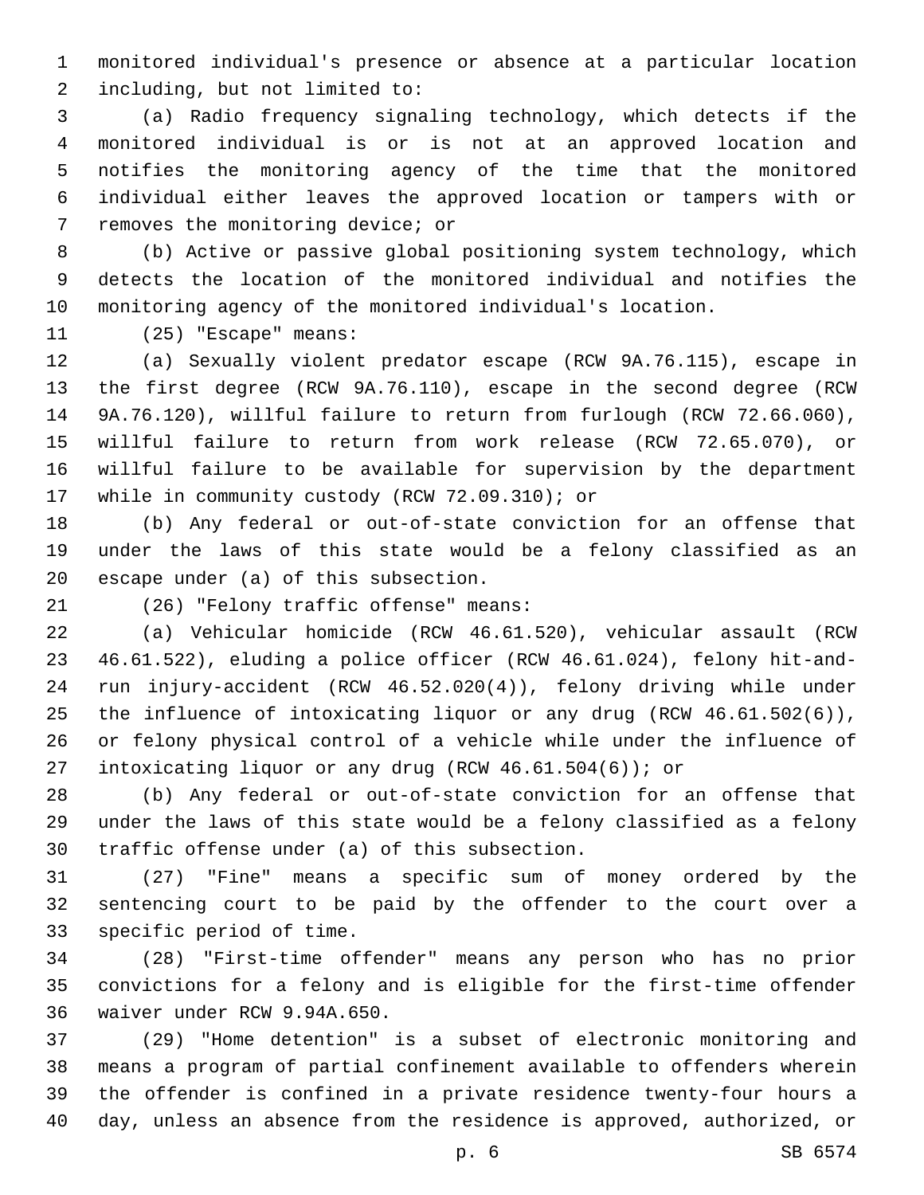monitored individual's presence or absence at a particular location including, but not limited to:

(a) Radio frequency signaling technology, which detects if the monitored individual is or is not at an approved location and notifies the monitoring agency of the time that the monitored individual either leaves the approved location or tampers with or removes the monitoring device; or

(b) Active or passive global positioning system technology, which detects the location of the monitored individual and notifies the monitoring agency of the monitored individual's location.

(25) "Escape" means:

(a) Sexually violent predator escape (RCW 9A.76.115), escape in the first degree (RCW 9A.76.110), escape in the second degree (RCW 9A.76.120), willful failure to return from furlough (RCW 72.66.060), willful failure to return from work release (RCW 72.65.070), or willful failure to be available for supervision by the department while in community custody (RCW 72.09.310); or

(b) Any federal or out-of-state conviction for an offense that under the laws of this state would be a felony classified as an escape under (a) of this subsection.

(26) "Felony traffic offense" means:

(a) Vehicular homicide (RCW 46.61.520), vehicular assault (RCW 46.61.522), eluding a police officer (RCW 46.61.024), felony hit-and-run injury-accident (RCW 46.52.020(4)), felony driving while under the influence of intoxicating liquor or any drug (RCW 46.61.502(6)), or felony physical control of a vehicle while under the influence of intoxicating liquor or any drug (RCW 46.61.504(6)); or

(b) Any federal or out-of-state conviction for an offense that under the laws of this state would be a felony classified as a felony traffic offense under (a) of this subsection.

(27) "Fine" means a specific sum of money ordered by the sentencing court to be paid by the offender to the court over a specific period of time.

(28) "First-time offender" means any person who has no prior convictions for a felony and is eligible for the first-time offender waiver under RCW 9.94A.650.

(29) "Home detention" is a subset of electronic monitoring and means a program of partial confinement available to offenders wherein the offender is confined in a private residence twenty-four hours a day, unless an absence from the residence is approved, authorized, or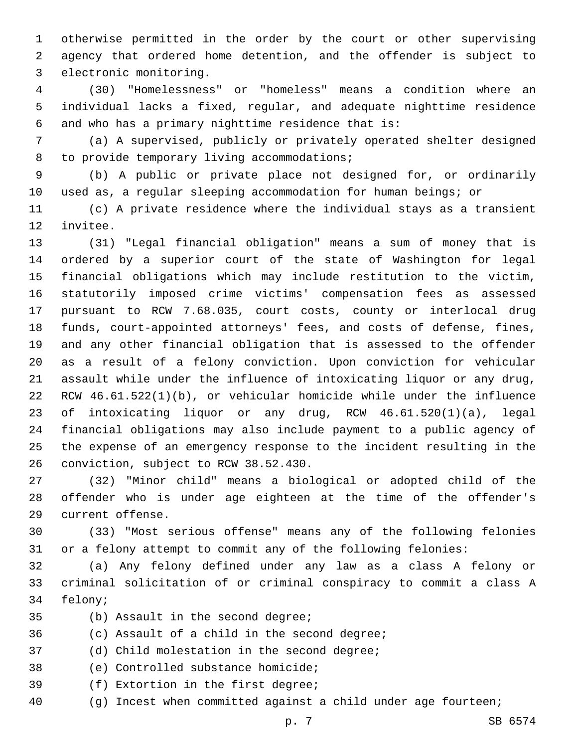otherwise permitted in the order by the court or other supervising agency that ordered home detention, and the offender is subject to electronic monitoring.

(30) "Homelessness" or "homeless" means a condition where an individual lacks a fixed, regular, and adequate nighttime residence and who has a primary nighttime residence that is:

(a) A supervised, publicly or privately operated shelter designed to provide temporary living accommodations;

(b) A public or private place not designed for, or ordinarily used as, a regular sleeping accommodation for human beings; or

(c) A private residence where the individual stays as a transient invitee.

(31) "Legal financial obligation" means a sum of money that is ordered by a superior court of the state of Washington for legal financial obligations which may include restitution to the victim, statutorily imposed crime victims' compensation fees as assessed pursuant to RCW 7.68.035, court costs, county or interlocal drug funds, court-appointed attorneys' fees, and costs of defense, fines, and any other financial obligation that is assessed to the offender as a result of a felony conviction. Upon conviction for vehicular assault while under the influence of intoxicating liquor or any drug, RCW 46.61.522(1)(b), or vehicular homicide while under the influence of intoxicating liquor or any drug, RCW 46.61.520(1)(a), legal financial obligations may also include payment to a public agency of the expense of an emergency response to the incident resulting in the conviction, subject to RCW 38.52.430.

(32) "Minor child" means a biological or adopted child of the offender who is under age eighteen at the time of the offender's current offense.

(33) "Most serious offense" means any of the following felonies or a felony attempt to commit any of the following felonies:

(a) Any felony defined under any law as a class A felony or criminal solicitation of or criminal conspiracy to commit a class A felony;

(b) Assault in the second degree;

(c) Assault of a child in the second degree;

(d) Child molestation in the second degree;

(e) Controlled substance homicide;

(f) Extortion in the first degree;

(g) Incest when committed against a child under age fourteen;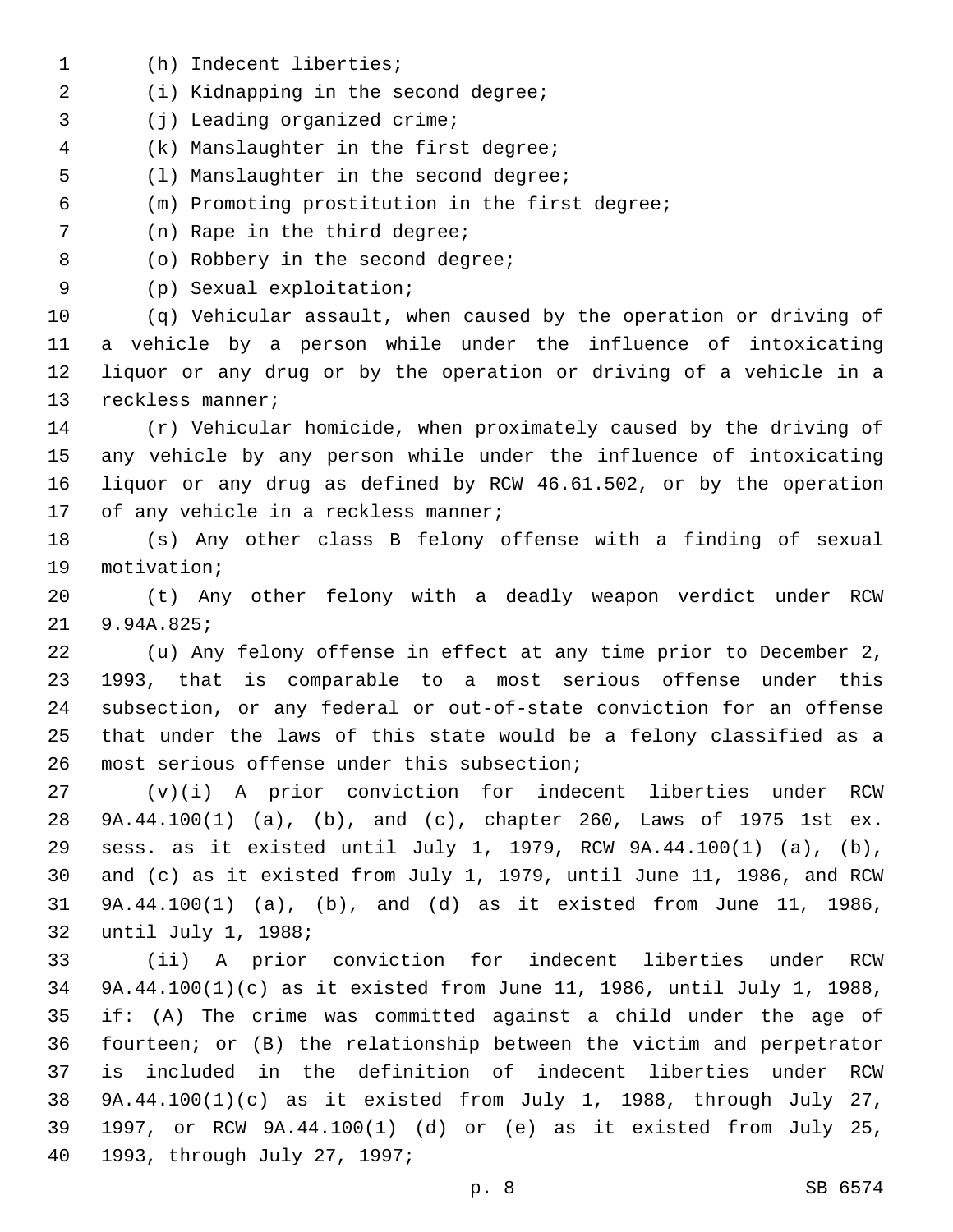(h) Indecent liberties;

(i) Kidnapping in the second degree;

(j) Leading organized crime;

(k) Manslaughter in the first degree;

(l) Manslaughter in the second degree;

(m) Promoting prostitution in the first degree;

(n) Rape in the third degree;

(o) Robbery in the second degree;

(p) Sexual exploitation;

(q) Vehicular assault, when caused by the operation or driving of a vehicle by a person while under the influence of intoxicating liquor or any drug or by the operation or driving of a vehicle in a reckless manner;

(r) Vehicular homicide, when proximately caused by the driving of any vehicle by any person while under the influence of intoxicating liquor or any drug as defined by RCW 46.61.502, or by the operation of any vehicle in a reckless manner;

(s) Any other class B felony offense with a finding of sexual motivation;

(t) Any other felony with a deadly weapon verdict under RCW 9.94A.825;

(u) Any felony offense in effect at any time prior to December 2, 1993, that is comparable to a most serious offense under this subsection, or any federal or out-of-state conviction for an offense that under the laws of this state would be a felony classified as a most serious offense under this subsection;

(v)(i) A prior conviction for indecent liberties under RCW 9A.44.100(1) (a), (b), and (c), chapter 260, Laws of 1975 1st ex. sess. as it existed until July 1, 1979, RCW 9A.44.100(1) (a), (b), and (c) as it existed from July 1, 1979, until June 11, 1986, and RCW 9A.44.100(1) (a), (b), and (d) as it existed from June 11, 1986, until July 1, 1988;

(ii) A prior conviction for indecent liberties under RCW 9A.44.100(1)(c) as it existed from June 11, 1986, until July 1, 1988, if: (A) The crime was committed against a child under the age of fourteen; or (B) the relationship between the victim and perpetrator is included in the definition of indecent liberties under RCW 9A.44.100(1)(c) as it existed from July 1, 1988, through July 27, 1997, or RCW 9A.44.100(1) (d) or (e) as it existed from July 25, 1993, through July 27, 1997;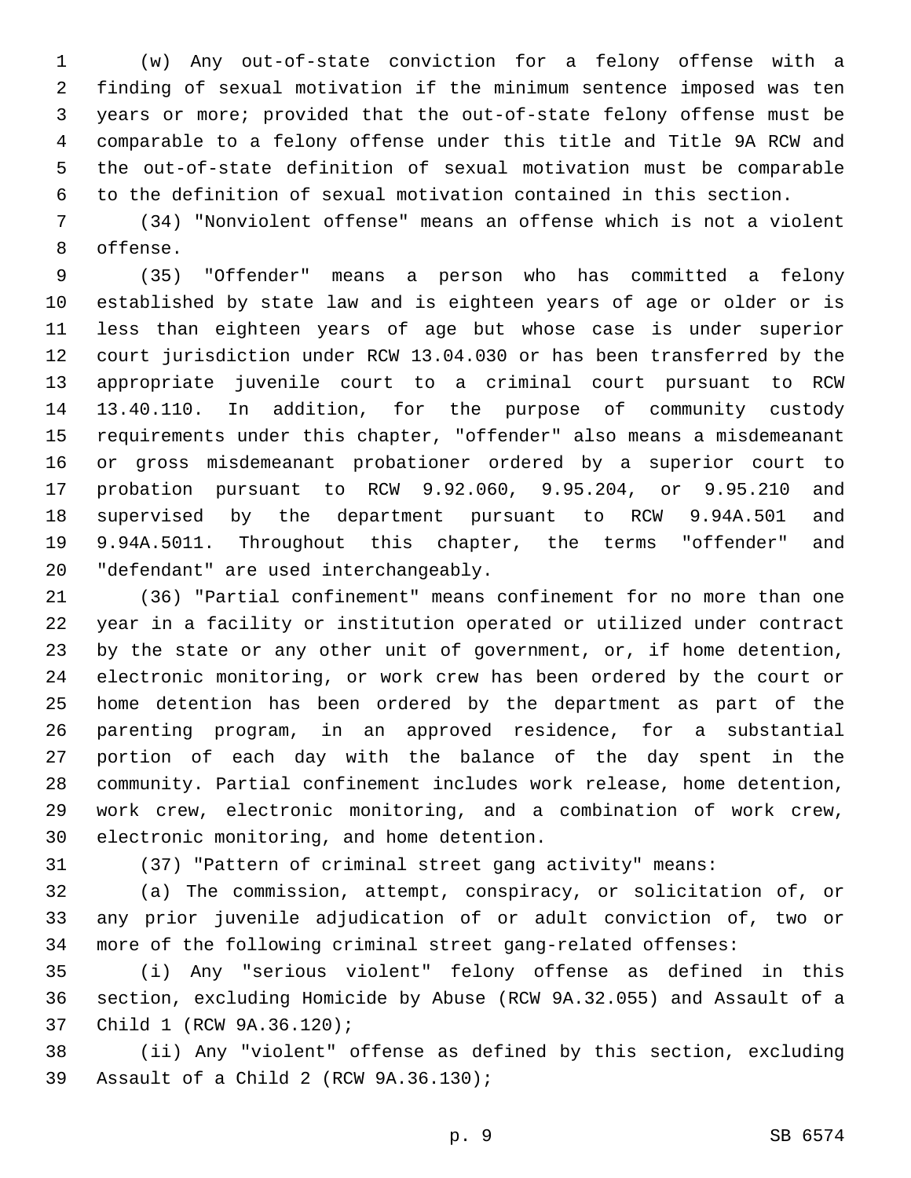(w) Any out-of-state conviction for a felony offense with a finding of sexual motivation if the minimum sentence imposed was ten years or more; provided that the out-of-state felony offense must be comparable to a felony offense under this title and Title 9A RCW and the out-of-state definition of sexual motivation must be comparable to the definition of sexual motivation contained in this section.

(34) "Nonviolent offense" means an offense which is not a violent offense.

(35) "Offender" means a person who has committed a felony established by state law and is eighteen years of age or older or is less than eighteen years of age but whose case is under superior court jurisdiction under RCW 13.04.030 or has been transferred by the appropriate juvenile court to a criminal court pursuant to RCW 13.40.110. In addition, for the purpose of community custody requirements under this chapter, "offender" also means a misdemeanant or gross misdemeanant probationer ordered by a superior court to probation pursuant to RCW 9.92.060, 9.95.204, or 9.95.210 and supervised by the department pursuant to RCW 9.94A.501 and 9.94A.5011. Throughout this chapter, the terms "offender" and "defendant" are used interchangeably.

(36) "Partial confinement" means confinement for no more than one year in a facility or institution operated or utilized under contract by the state or any other unit of government, or, if home detention, electronic monitoring, or work crew has been ordered by the court or home detention has been ordered by the department as part of the parenting program, in an approved residence, for a substantial portion of each day with the balance of the day spent in the community. Partial confinement includes work release, home detention, work crew, electronic monitoring, and a combination of work crew, electronic monitoring, and home detention.

(37) "Pattern of criminal street gang activity" means:

(a) The commission, attempt, conspiracy, or solicitation of, or any prior juvenile adjudication of or adult conviction of, two or more of the following criminal street gang-related offenses:

(i) Any "serious violent" felony offense as defined in this section, excluding Homicide by Abuse (RCW 9A.32.055) and Assault of a Child 1 (RCW 9A.36.120);

(ii) Any "violent" offense as defined by this section, excluding Assault of a Child 2 (RCW 9A.36.130);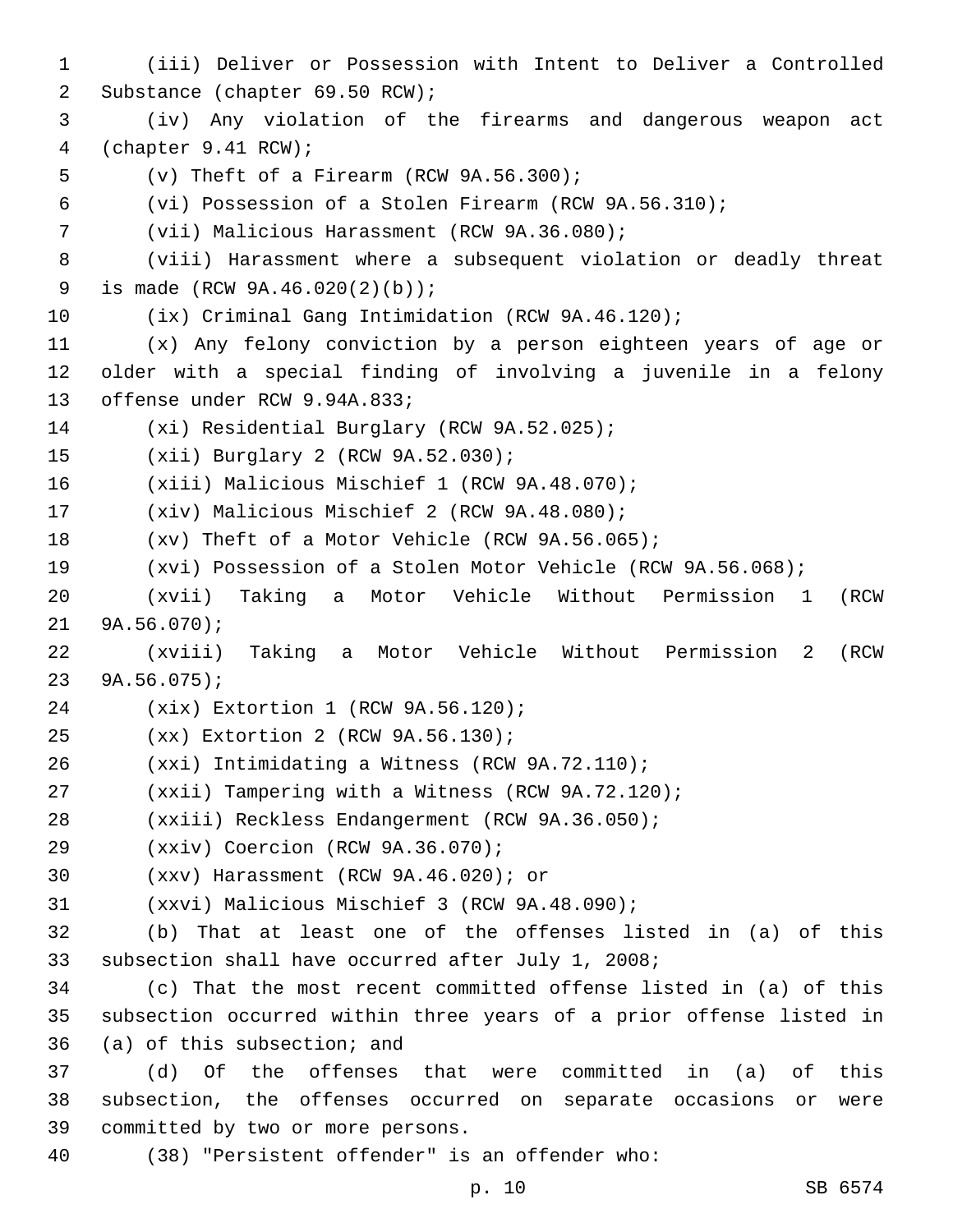(iii) Deliver or Possession with Intent to Deliver a Controlled Substance (chapter 69.50 RCW);

(iv) Any violation of the firearms and dangerous weapon act (chapter 9.41 RCW);

(v) Theft of a Firearm (RCW 9A.56.300);

(vi) Possession of a Stolen Firearm (RCW 9A.56.310);

(vii) Malicious Harassment (RCW 9A.36.080);

(viii) Harassment where a subsequent violation or deadly threat is made (RCW 9A.46.020(2)(b));

(ix) Criminal Gang Intimidation (RCW 9A.46.120);

(x) Any felony conviction by a person eighteen years of age or older with a special finding of involving a juvenile in a felony offense under RCW 9.94A.833;

(xi) Residential Burglary (RCW 9A.52.025);

(xii) Burglary 2 (RCW 9A.52.030);

(xiii) Malicious Mischief 1 (RCW 9A.48.070);

(xiv) Malicious Mischief 2 (RCW 9A.48.080);

(xv) Theft of a Motor Vehicle (RCW 9A.56.065);

(xvi) Possession of a Stolen Motor Vehicle (RCW 9A.56.068);

(xvii) Taking a Motor Vehicle Without Permission 1 (RCW 9A.56.070);

(xviii) Taking a Motor Vehicle Without Permission 2 (RCW 9A.56.075);

(xix) Extortion 1 (RCW 9A.56.120);

(xx) Extortion 2 (RCW 9A.56.130);

(xxi) Intimidating a Witness (RCW 9A.72.110);

(xxii) Tampering with a Witness (RCW 9A.72.120);

(xxiii) Reckless Endangerment (RCW 9A.36.050);

(xxiv) Coercion (RCW 9A.36.070);

(xxv) Harassment (RCW 9A.46.020); or

(xxvi) Malicious Mischief 3 (RCW 9A.48.090);

(b) That at least one of the offenses listed in (a) of this subsection shall have occurred after July 1, 2008;

(c) That the most recent committed offense listed in (a) of this subsection occurred within three years of a prior offense listed in (a) of this subsection; and

(d) Of the offenses that were committed in (a) of this subsection, the offenses occurred on separate occasions or were committed by two or more persons.

(38) "Persistent offender" is an offender who: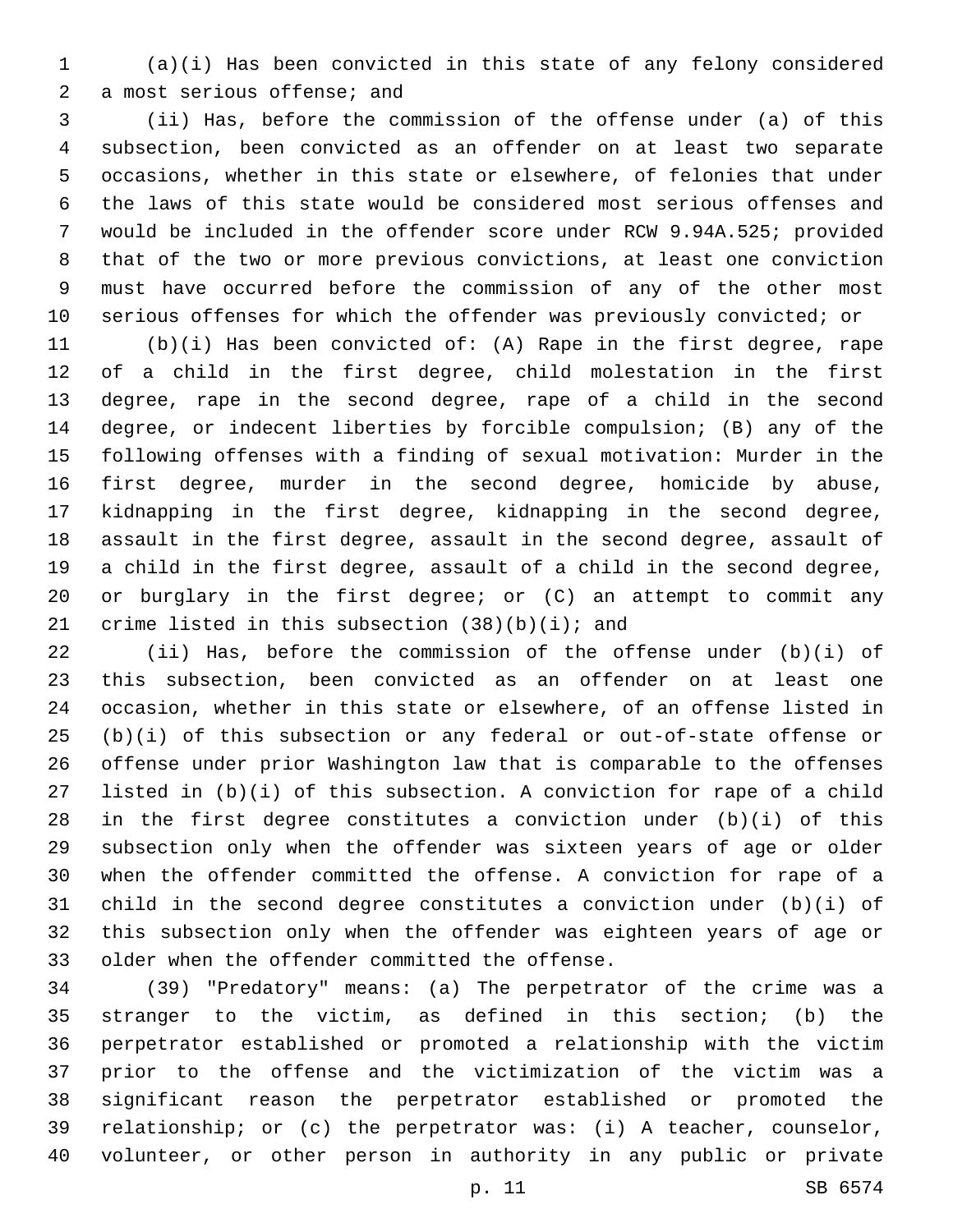(a)(i) Has been convicted in this state of any felony considered a most serious offense; and

(ii) Has, before the commission of the offense under (a) of this subsection, been convicted as an offender on at least two separate occasions, whether in this state or elsewhere, of felonies that under the laws of this state would be considered most serious offenses and would be included in the offender score under RCW 9.94A.525; provided that of the two or more previous convictions, at least one conviction must have occurred before the commission of any of the other most serious offenses for which the offender was previously convicted; or

(b)(i) Has been convicted of: (A) Rape in the first degree, rape of a child in the first degree, child molestation in the first degree, rape in the second degree, rape of a child in the second degree, or indecent liberties by forcible compulsion; (B) any of the following offenses with a finding of sexual motivation: Murder in the first degree, murder in the second degree, homicide by abuse, kidnapping in the first degree, kidnapping in the second degree, assault in the first degree, assault in the second degree, assault of a child in the first degree, assault of a child in the second degree, or burglary in the first degree; or (C) an attempt to commit any crime listed in this subsection (38)(b)(i); and

(ii) Has, before the commission of the offense under (b)(i) of this subsection, been convicted as an offender on at least one occasion, whether in this state or elsewhere, of an offense listed in (b)(i) of this subsection or any federal or out-of-state offense or offense under prior Washington law that is comparable to the offenses listed in (b)(i) of this subsection. A conviction for rape of a child in the first degree constitutes a conviction under (b)(i) of this subsection only when the offender was sixteen years of age or older when the offender committed the offense. A conviction for rape of a child in the second degree constitutes a conviction under (b)(i) of this subsection only when the offender was eighteen years of age or older when the offender committed the offense.

(39) "Predatory" means: (a) The perpetrator of the crime was a stranger to the victim, as defined in this section; (b) the perpetrator established or promoted a relationship with the victim prior to the offense and the victimization of the victim was a significant reason the perpetrator established or promoted the relationship; or (c) the perpetrator was: (i) A teacher, counselor, volunteer, or other person in authority in any public or private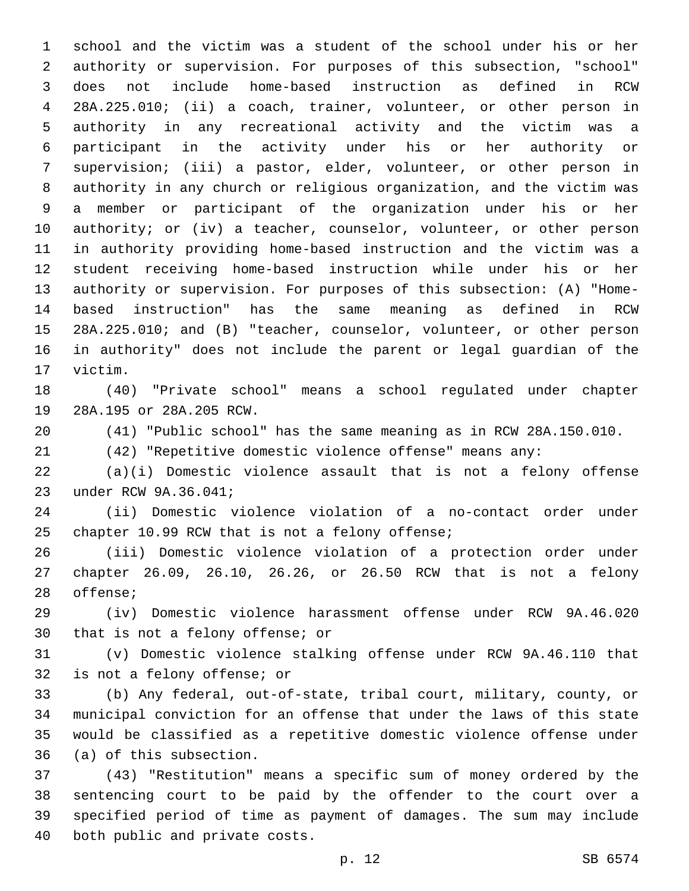school and the victim was a student of the school under his or her authority or supervision. For purposes of this subsection, "school" does not include home-based instruction as defined in RCW 28A.225.010; (ii) a coach, trainer, volunteer, or other person in authority in any recreational activity and the victim was a participant in the activity under his or her authority or supervision; (iii) a pastor, elder, volunteer, or other person in authority in any church or religious organization, and the victim was a member or participant of the organization under his or her authority; or (iv) a teacher, counselor, volunteer, or other person in authority providing home-based instruction and the victim was a student receiving home-based instruction while under his or her authority or supervision. For purposes of this subsection: (A) "Home-based instruction" has the same meaning as defined in RCW 28A.225.010; and (B) "teacher, counselor, volunteer, or other person in authority" does not include the parent or legal guardian of the victim.

(40) "Private school" means a school regulated under chapter 28A.195 or 28A.205 RCW.

(41) "Public school" has the same meaning as in RCW 28A.150.010.

(42) "Repetitive domestic violence offense" means any:

(a)(i) Domestic violence assault that is not a felony offense under RCW 9A.36.041;

(ii) Domestic violence violation of a no-contact order under chapter 10.99 RCW that is not a felony offense;

(iii) Domestic violence violation of a protection order under chapter 26.09, 26.10, 26.26, or 26.50 RCW that is not a felony offense;

(iv) Domestic violence harassment offense under RCW 9A.46.020 that is not a felony offense; or

(v) Domestic violence stalking offense under RCW 9A.46.110 that is not a felony offense; or

(b) Any federal, out-of-state, tribal court, military, county, or municipal conviction for an offense that under the laws of this state would be classified as a repetitive domestic violence offense under (a) of this subsection.

(43) "Restitution" means a specific sum of money ordered by the sentencing court to be paid by the offender to the court over a specified period of time as payment of damages. The sum may include both public and private costs.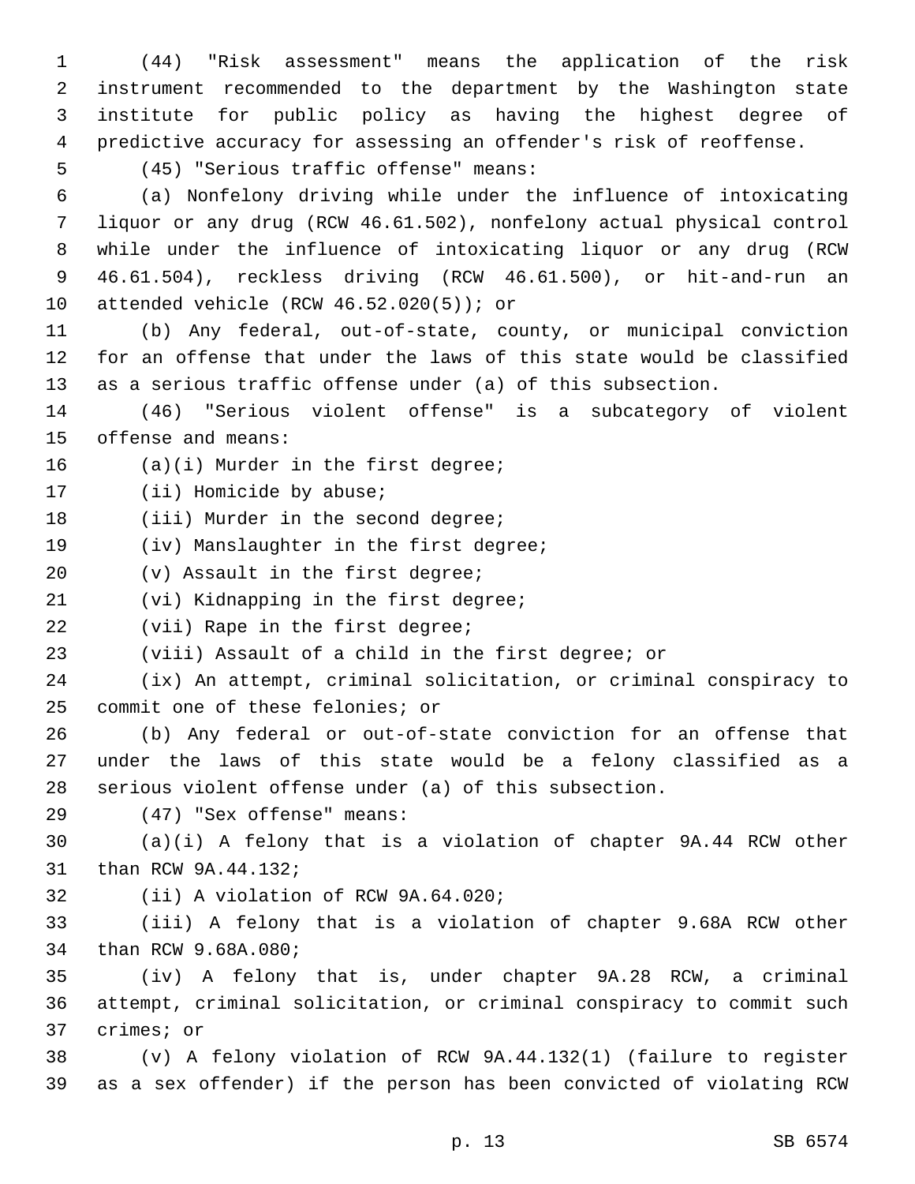(44) "Risk assessment" means the application of the risk instrument recommended to the department by the Washington state institute for public policy as having the highest degree of predictive accuracy for assessing an offender's risk of reoffense.

(45) "Serious traffic offense" means:

(a) Nonfelony driving while under the influence of intoxicating liquor or any drug (RCW 46.61.502), nonfelony actual physical control while under the influence of intoxicating liquor or any drug (RCW 46.61.504), reckless driving (RCW 46.61.500), or hit-and-run an attended vehicle (RCW 46.52.020(5)); or

(b) Any federal, out-of-state, county, or municipal conviction for an offense that under the laws of this state would be classified as a serious traffic offense under (a) of this subsection.

(46) "Serious violent offense" is a subcategory of violent offense and means:

(a)(i) Murder in the first degree;

(ii) Homicide by abuse;

(iii) Murder in the second degree;

(iv) Manslaughter in the first degree;

(v) Assault in the first degree;

(vi) Kidnapping in the first degree;

(vii) Rape in the first degree;

(viii) Assault of a child in the first degree; or

(ix) An attempt, criminal solicitation, or criminal conspiracy to commit one of these felonies; or

(b) Any federal or out-of-state conviction for an offense that under the laws of this state would be a felony classified as a serious violent offense under (a) of this subsection.

(47) "Sex offense" means:

(a)(i) A felony that is a violation of chapter 9A.44 RCW other than RCW 9A.44.132;

(ii) A violation of RCW 9A.64.020;

(iii) A felony that is a violation of chapter 9.68A RCW other than RCW 9.68A.080;

(iv) A felony that is, under chapter 9A.28 RCW, a criminal attempt, criminal solicitation, or criminal conspiracy to commit such crimes; or

(v) A felony violation of RCW 9A.44.132(1) (failure to register as a sex offender) if the person has been convicted of violating RCW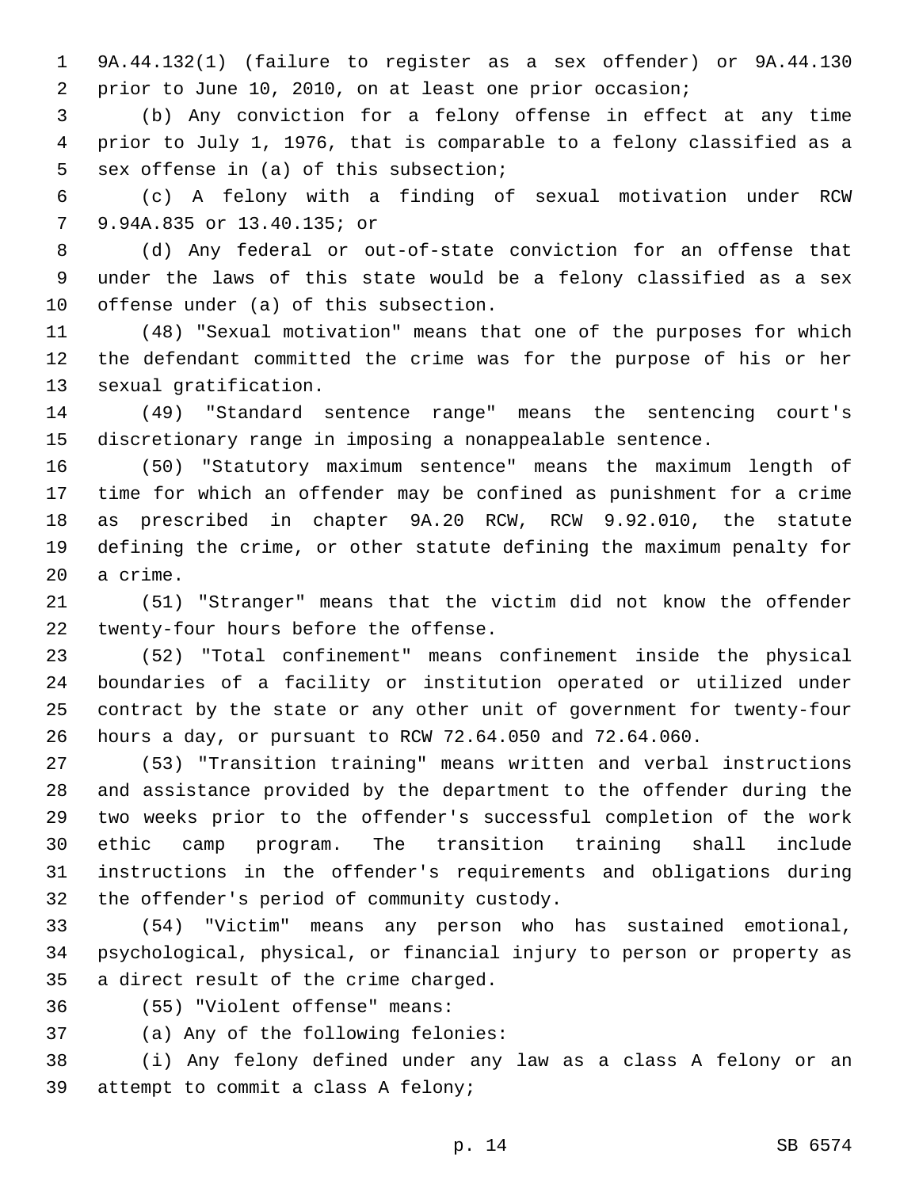9A.44.132(1) (failure to register as a sex offender) or 9A.44.130 prior to June 10, 2010, on at least one prior occasion;

(b) Any conviction for a felony offense in effect at any time prior to July 1, 1976, that is comparable to a felony classified as a sex offense in (a) of this subsection;

(c) A felony with a finding of sexual motivation under RCW 9.94A.835 or 13.40.135; or

(d) Any federal or out-of-state conviction for an offense that under the laws of this state would be a felony classified as a sex offense under (a) of this subsection.

(48) "Sexual motivation" means that one of the purposes for which the defendant committed the crime was for the purpose of his or her sexual gratification.

(49) "Standard sentence range" means the sentencing court's discretionary range in imposing a nonappealable sentence.

(50) "Statutory maximum sentence" means the maximum length of time for which an offender may be confined as punishment for a crime as prescribed in chapter 9A.20 RCW, RCW 9.92.010, the statute defining the crime, or other statute defining the maximum penalty for a crime.

(51) "Stranger" means that the victim did not know the offender twenty-four hours before the offense.

(52) "Total confinement" means confinement inside the physical boundaries of a facility or institution operated or utilized under contract by the state or any other unit of government for twenty-four hours a day, or pursuant to RCW 72.64.050 and 72.64.060.

(53) "Transition training" means written and verbal instructions and assistance provided by the department to the offender during the two weeks prior to the offender's successful completion of the work ethic camp program. The transition training shall include instructions in the offender's requirements and obligations during the offender's period of community custody.

(54) "Victim" means any person who has sustained emotional, psychological, physical, or financial injury to person or property as a direct result of the crime charged.

(55) "Violent offense" means:

(a) Any of the following felonies:

(i) Any felony defined under any law as a class A felony or an attempt to commit a class A felony;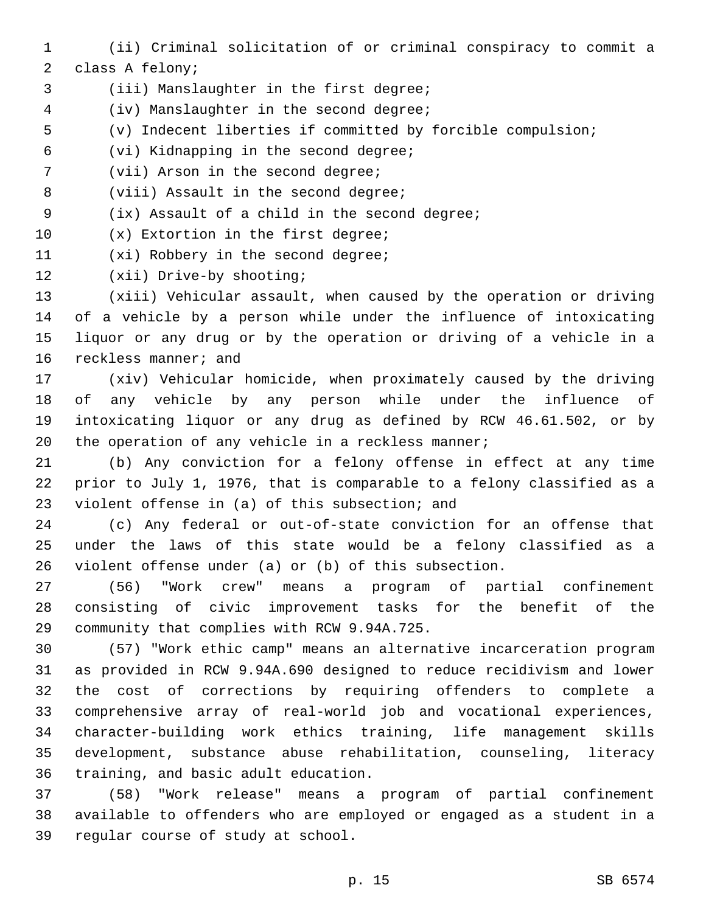(ii) Criminal solicitation of or criminal conspiracy to commit a class A felony;

(iii) Manslaughter in the first degree;

(iv) Manslaughter in the second degree;

(v) Indecent liberties if committed by forcible compulsion;

(vi) Kidnapping in the second degree;

(vii) Arson in the second degree;

(viii) Assault in the second degree;

(ix) Assault of a child in the second degree;

(x) Extortion in the first degree;

(xi) Robbery in the second degree;

(xii) Drive-by shooting;

(xiii) Vehicular assault, when caused by the operation or driving of a vehicle by a person while under the influence of intoxicating liquor or any drug or by the operation or driving of a vehicle in a reckless manner; and

(xiv) Vehicular homicide, when proximately caused by the driving of any vehicle by any person while under the influence of intoxicating liquor or any drug as defined by RCW 46.61.502, or by the operation of any vehicle in a reckless manner;

(b) Any conviction for a felony offense in effect at any time prior to July 1, 1976, that is comparable to a felony classified as a violent offense in (a) of this subsection; and

(c) Any federal or out-of-state conviction for an offense that under the laws of this state would be a felony classified as a violent offense under (a) or (b) of this subsection.

(56) "Work crew" means a program of partial confinement consisting of civic improvement tasks for the benefit of the community that complies with RCW 9.94A.725.

(57) "Work ethic camp" means an alternative incarceration program as provided in RCW 9.94A.690 designed to reduce recidivism and lower the cost of corrections by requiring offenders to complete a comprehensive array of real-world job and vocational experiences, character-building work ethics training, life management skills development, substance abuse rehabilitation, counseling, literacy training, and basic adult education.

(58) "Work release" means a program of partial confinement available to offenders who are employed or engaged as a student in a regular course of study at school.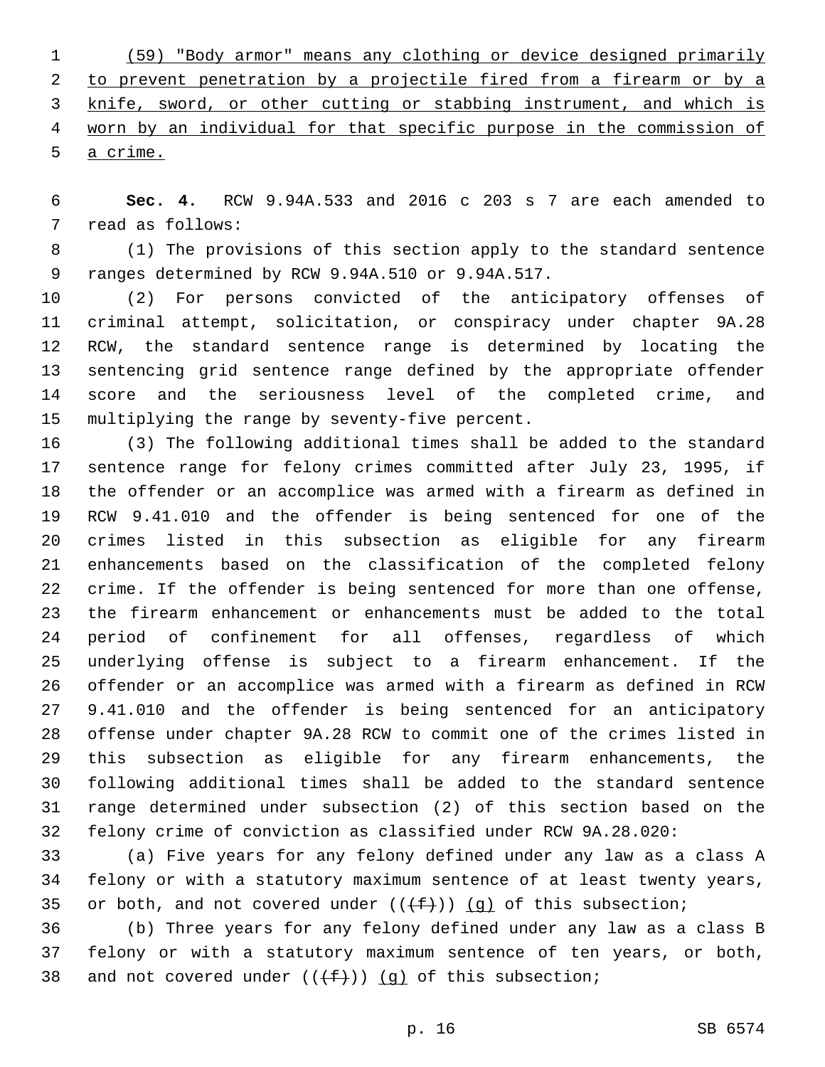(59) "Body armor" means any clothing or device designed primarily to prevent penetration by a projectile fired from a firearm or by a knife, sword, or other cutting or stabbing instrument, and which is worn by an individual for that specific purpose in the commission of a crime.

**Sec. 4.** RCW 9.94A.533 and 2016 c 203 s 7 are each amended to read as follows:

(1) The provisions of this section apply to the standard sentence ranges determined by RCW 9.94A.510 or 9.94A.517.

(2) For persons convicted of the anticipatory offenses of criminal attempt, solicitation, or conspiracy under chapter 9A.28 RCW, the standard sentence range is determined by locating the sentencing grid sentence range defined by the appropriate offender score and the seriousness level of the completed crime, and multiplying the range by seventy-five percent.

(3) The following additional times shall be added to the standard sentence range for felony crimes committed after July 23, 1995, if the offender or an accomplice was armed with a firearm as defined in RCW 9.41.010 and the offender is being sentenced for one of the crimes listed in this subsection as eligible for any firearm enhancements based on the classification of the completed felony crime. If the offender is being sentenced for more than one offense, the firearm enhancement or enhancements must be added to the total period of confinement for all offenses, regardless of which underlying offense is subject to a firearm enhancement. If the offender or an accomplice was armed with a firearm as defined in RCW 9.41.010 and the offender is being sentenced for an anticipatory offense under chapter 9A.28 RCW to commit one of the crimes listed in this subsection as eligible for any firearm enhancements, the following additional times shall be added to the standard sentence range determined under subsection (2) of this section based on the felony crime of conviction as classified under RCW 9A.28.020:

(a) Five years for any felony defined under any law as a class A felony or with a statutory maximum sentence of at least twenty years, or both, and not covered under (((f))) (g) of this subsection;

(b) Three years for any felony defined under any law as a class B felony or with a statutory maximum sentence of ten years, or both, and not covered under (((f))) (g) of this subsection;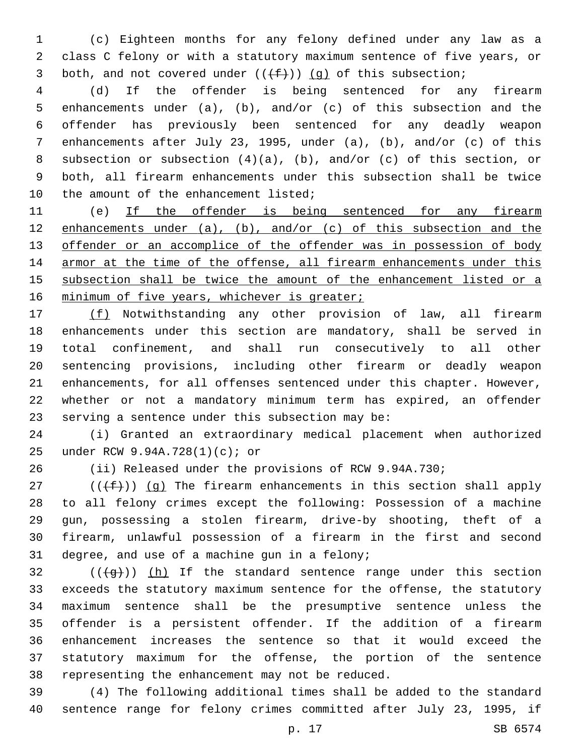(c) Eighteen months for any felony defined under any law as a class C felony or with a statutory maximum sentence of five years, or both, and not covered under (( ~~(f)~~ )) (g) of this subsection;

(d) If the offender is being sentenced for any firearm enhancements under (a), (b), and/or (c) of this subsection and the offender has previously been sentenced for any deadly weapon enhancements after July 23, 1995, under (a), (b), and/or (c) of this subsection or subsection (4)(a), (b), and/or (c) of this section, or both, all firearm enhancements under this subsection shall be twice the amount of the enhancement listed;

(e) <u>If the offender is being sentenced for any firearm enhancements under (a), (b), and/or (c) of this subsection and the offender or an accomplice of the offender was in possession of body armor at the time of the offense, all firearm enhancements under this subsection shall be twice the amount of the enhancement listed or a minimum of five years, whichever is greater;</u>

<u>(f)</u> Notwithstanding any other provision of law, all firearm enhancements under this section are mandatory, shall be served in total confinement, and shall run consecutively to all other sentencing provisions, including other firearm or deadly weapon enhancements, for all offenses sentenced under this chapter. However, whether or not a mandatory minimum term has expired, an offender serving a sentence under this subsection may be:

(i) Granted an extraordinary medical placement when authorized under RCW 9.94A.728(1)(c); or

(ii) Released under the provisions of RCW 9.94A.730;

(( ~~(f)~~ )) <u>(g)</u> The firearm enhancements in this section shall apply to all felony crimes except the following: Possession of a machine gun, possessing a stolen firearm, drive-by shooting, theft of a firearm, unlawful possession of a firearm in the first and second degree, and use of a machine gun in a felony;

(( ~~(g)~~ )) <u>(h)</u> If the standard sentence range under this section exceeds the statutory maximum sentence for the offense, the statutory maximum sentence shall be the presumptive sentence unless the offender is a persistent offender. If the addition of a firearm enhancement increases the sentence so that it would exceed the statutory maximum for the offense, the portion of the sentence representing the enhancement may not be reduced.

(4) The following additional times shall be added to the standard sentence range for felony crimes committed after July 23, 1995, if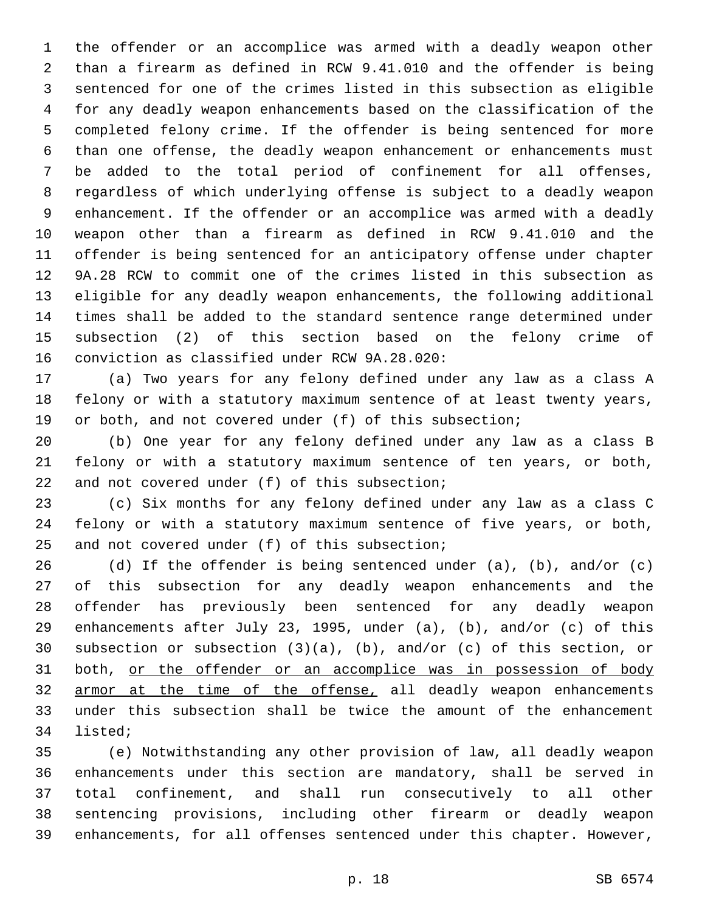the offender or an accomplice was armed with a deadly weapon other than a firearm as defined in RCW 9.41.010 and the offender is being sentenced for one of the crimes listed in this subsection as eligible for any deadly weapon enhancements based on the classification of the completed felony crime. If the offender is being sentenced for more than one offense, the deadly weapon enhancement or enhancements must be added to the total period of confinement for all offenses, regardless of which underlying offense is subject to a deadly weapon enhancement. If the offender or an accomplice was armed with a deadly weapon other than a firearm as defined in RCW 9.41.010 and the offender is being sentenced for an anticipatory offense under chapter 9A.28 RCW to commit one of the crimes listed in this subsection as eligible for any deadly weapon enhancements, the following additional times shall be added to the standard sentence range determined under subsection (2) of this section based on the felony crime of conviction as classified under RCW 9A.28.020:

(a) Two years for any felony defined under any law as a class A felony or with a statutory maximum sentence of at least twenty years, or both, and not covered under (f) of this subsection;

(b) One year for any felony defined under any law as a class B felony or with a statutory maximum sentence of ten years, or both, and not covered under (f) of this subsection;

(c) Six months for any felony defined under any law as a class C felony or with a statutory maximum sentence of five years, or both, and not covered under (f) of this subsection;

(d) If the offender is being sentenced under (a), (b), and/or (c) of this subsection for any deadly weapon enhancements and the offender has previously been sentenced for any deadly weapon enhancements after July 23, 1995, under (a), (b), and/or (c) of this subsection or subsection (3)(a), (b), and/or (c) of this section, or both, <u>or the offender or an accomplice was in possession of body armor at the time of the offense,</u> all deadly weapon enhancements under this subsection shall be twice the amount of the enhancement listed;

(e) Notwithstanding any other provision of law, all deadly weapon enhancements under this section are mandatory, shall be served in total confinement, and shall run consecutively to all other sentencing provisions, including other firearm or deadly weapon enhancements, for all offenses sentenced under this chapter. However,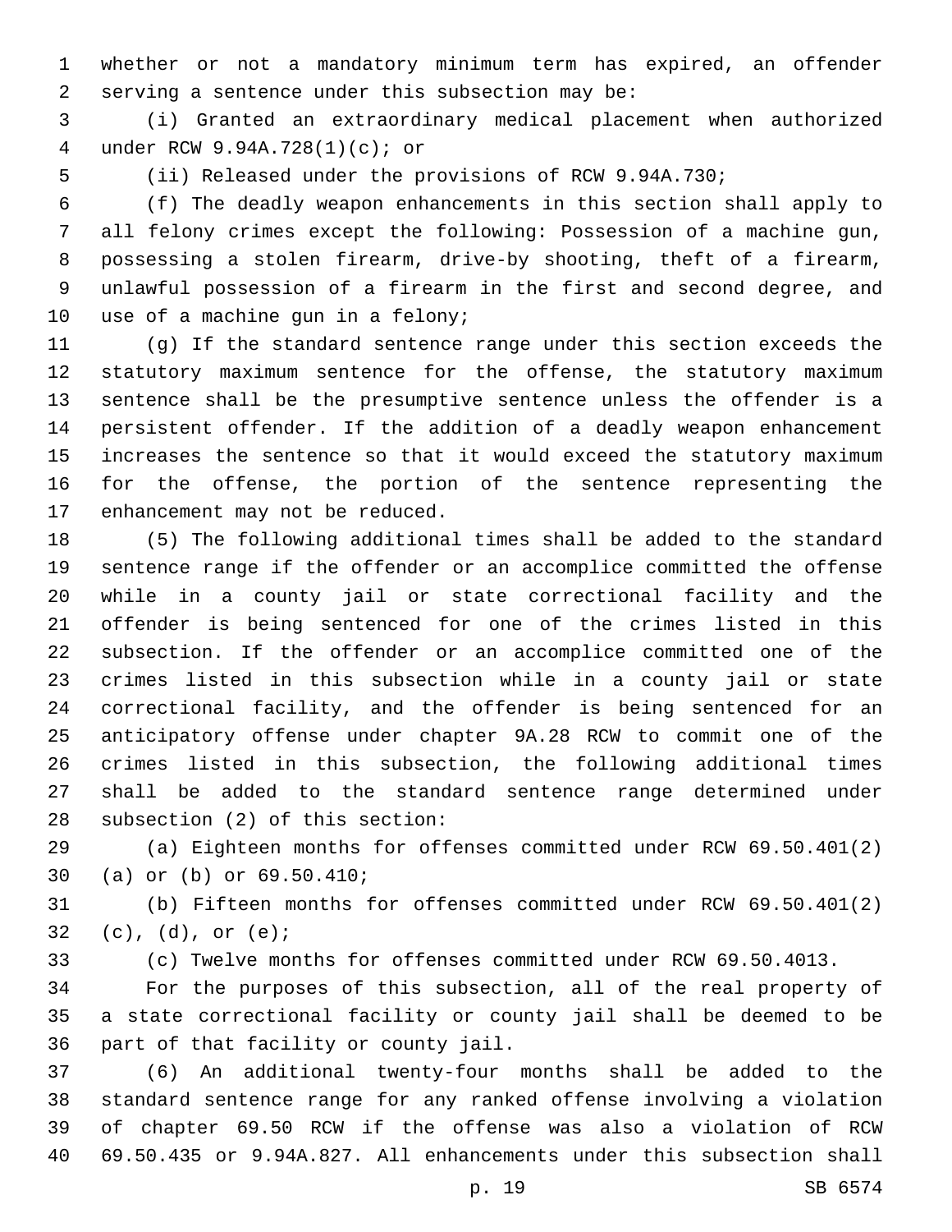whether or not a mandatory minimum term has expired, an offender serving a sentence under this subsection may be:

(i) Granted an extraordinary medical placement when authorized under RCW 9.94A.728(1)(c); or

(ii) Released under the provisions of RCW 9.94A.730;

(f) The deadly weapon enhancements in this section shall apply to all felony crimes except the following: Possession of a machine gun, possessing a stolen firearm, drive-by shooting, theft of a firearm, unlawful possession of a firearm in the first and second degree, and use of a machine gun in a felony;

(g) If the standard sentence range under this section exceeds the statutory maximum sentence for the offense, the statutory maximum sentence shall be the presumptive sentence unless the offender is a persistent offender. If the addition of a deadly weapon enhancement increases the sentence so that it would exceed the statutory maximum for the offense, the portion of the sentence representing the enhancement may not be reduced.

(5) The following additional times shall be added to the standard sentence range if the offender or an accomplice committed the offense while in a county jail or state correctional facility and the offender is being sentenced for one of the crimes listed in this subsection. If the offender or an accomplice committed one of the crimes listed in this subsection while in a county jail or state correctional facility, and the offender is being sentenced for an anticipatory offense under chapter 9A.28 RCW to commit one of the crimes listed in this subsection, the following additional times shall be added to the standard sentence range determined under subsection (2) of this section:

(a) Eighteen months for offenses committed under RCW 69.50.401(2)(a) or (b) or 69.50.410;

(b) Fifteen months for offenses committed under RCW 69.50.401(2)(c), (d), or (e);

(c) Twelve months for offenses committed under RCW 69.50.4013.

For the purposes of this subsection, all of the real property of a state correctional facility or county jail shall be deemed to be part of that facility or county jail.

(6) An additional twenty-four months shall be added to the standard sentence range for any ranked offense involving a violation of chapter 69.50 RCW if the offense was also a violation of RCW 69.50.435 or 9.94A.827. All enhancements under this subsection shall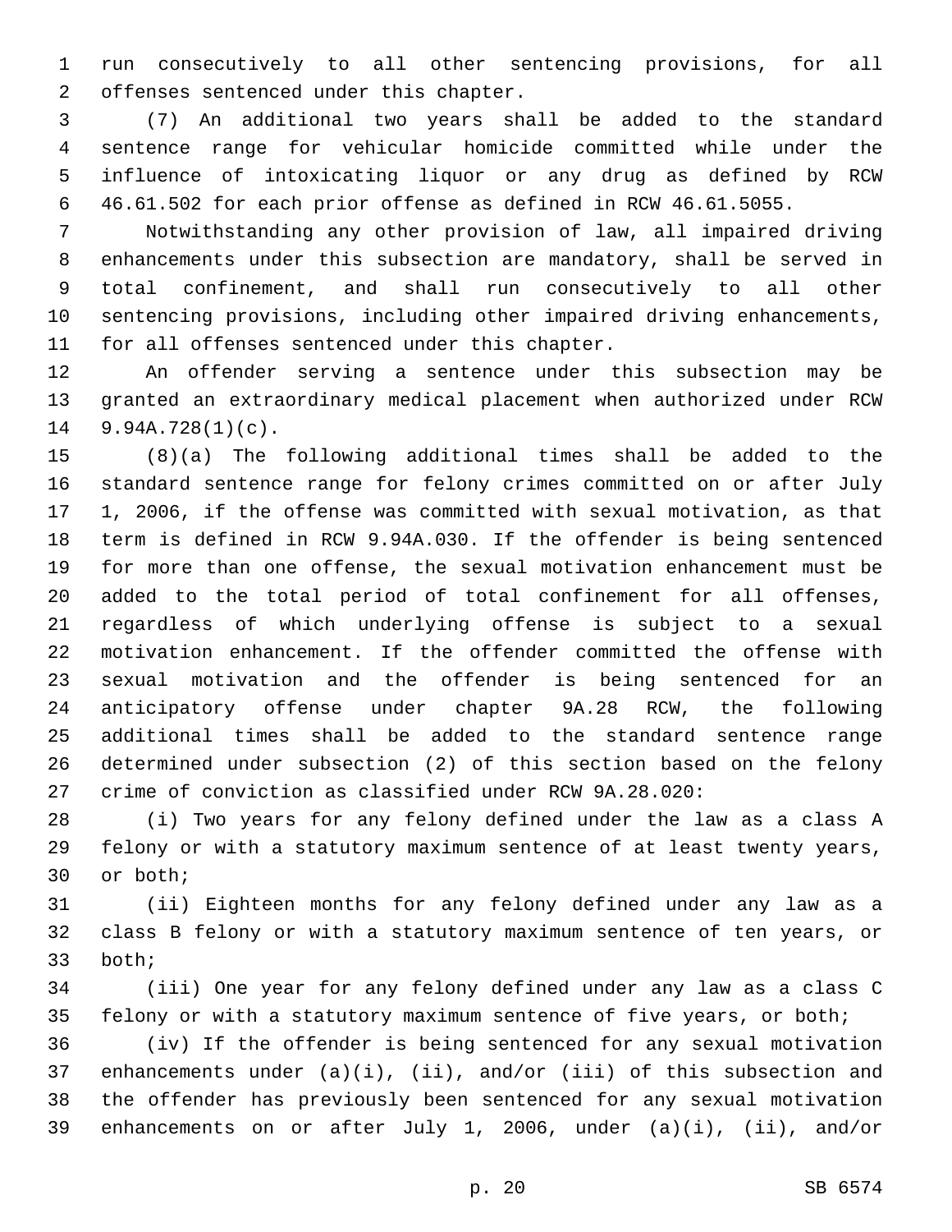run consecutively to all other sentencing provisions, for all offenses sentenced under this chapter.

(7) An additional two years shall be added to the standard sentence range for vehicular homicide committed while under the influence of intoxicating liquor or any drug as defined by RCW 46.61.502 for each prior offense as defined in RCW 46.61.5055.

Notwithstanding any other provision of law, all impaired driving enhancements under this subsection are mandatory, shall be served in total confinement, and shall run consecutively to all other sentencing provisions, including other impaired driving enhancements, for all offenses sentenced under this chapter.

An offender serving a sentence under this subsection may be granted an extraordinary medical placement when authorized under RCW 9.94A.728(1)(c).

(8)(a) The following additional times shall be added to the standard sentence range for felony crimes committed on or after July 1, 2006, if the offense was committed with sexual motivation, as that term is defined in RCW 9.94A.030. If the offender is being sentenced for more than one offense, the sexual motivation enhancement must be added to the total period of total confinement for all offenses, regardless of which underlying offense is subject to a sexual motivation enhancement. If the offender committed the offense with sexual motivation and the offender is being sentenced for an anticipatory offense under chapter 9A.28 RCW, the following additional times shall be added to the standard sentence range determined under subsection (2) of this section based on the felony crime of conviction as classified under RCW 9A.28.020:

(i) Two years for any felony defined under the law as a class A felony or with a statutory maximum sentence of at least twenty years, or both;

(ii) Eighteen months for any felony defined under any law as a class B felony or with a statutory maximum sentence of ten years, or both;

(iii) One year for any felony defined under any law as a class C felony or with a statutory maximum sentence of five years, or both;

(iv) If the offender is being sentenced for any sexual motivation enhancements under (a)(i), (ii), and/or (iii) of this subsection and the offender has previously been sentenced for any sexual motivation enhancements on or after July 1, 2006, under (a)(i), (ii), and/or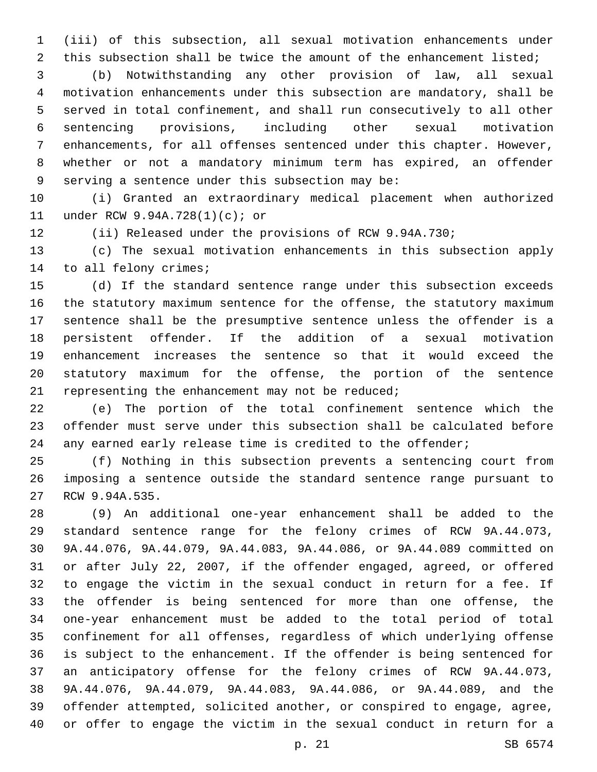(iii) of this subsection, all sexual motivation enhancements under this subsection shall be twice the amount of the enhancement listed;

(b) Notwithstanding any other provision of law, all sexual motivation enhancements under this subsection are mandatory, shall be served in total confinement, and shall run consecutively to all other sentencing provisions, including other sexual motivation enhancements, for all offenses sentenced under this chapter. However, whether or not a mandatory minimum term has expired, an offender serving a sentence under this subsection may be:

(i) Granted an extraordinary medical placement when authorized under RCW 9.94A.728(1)(c); or

(ii) Released under the provisions of RCW 9.94A.730;

(c) The sexual motivation enhancements in this subsection apply to all felony crimes;

(d) If the standard sentence range under this subsection exceeds the statutory maximum sentence for the offense, the statutory maximum sentence shall be the presumptive sentence unless the offender is a persistent offender. If the addition of a sexual motivation enhancement increases the sentence so that it would exceed the statutory maximum for the offense, the portion of the sentence representing the enhancement may not be reduced;

(e) The portion of the total confinement sentence which the offender must serve under this subsection shall be calculated before any earned early release time is credited to the offender;

(f) Nothing in this subsection prevents a sentencing court from imposing a sentence outside the standard sentence range pursuant to RCW 9.94A.535.

(9) An additional one-year enhancement shall be added to the standard sentence range for the felony crimes of RCW 9A.44.073, 9A.44.076, 9A.44.079, 9A.44.083, 9A.44.086, or 9A.44.089 committed on or after July 22, 2007, if the offender engaged, agreed, or offered to engage the victim in the sexual conduct in return for a fee. If the offender is being sentenced for more than one offense, the one-year enhancement must be added to the total period of total confinement for all offenses, regardless of which underlying offense is subject to the enhancement. If the offender is being sentenced for an anticipatory offense for the felony crimes of RCW 9A.44.073, 9A.44.076, 9A.44.079, 9A.44.083, 9A.44.086, or 9A.44.089, and the offender attempted, solicited another, or conspired to engage, agree, or offer to engage the victim in the sexual conduct in return for a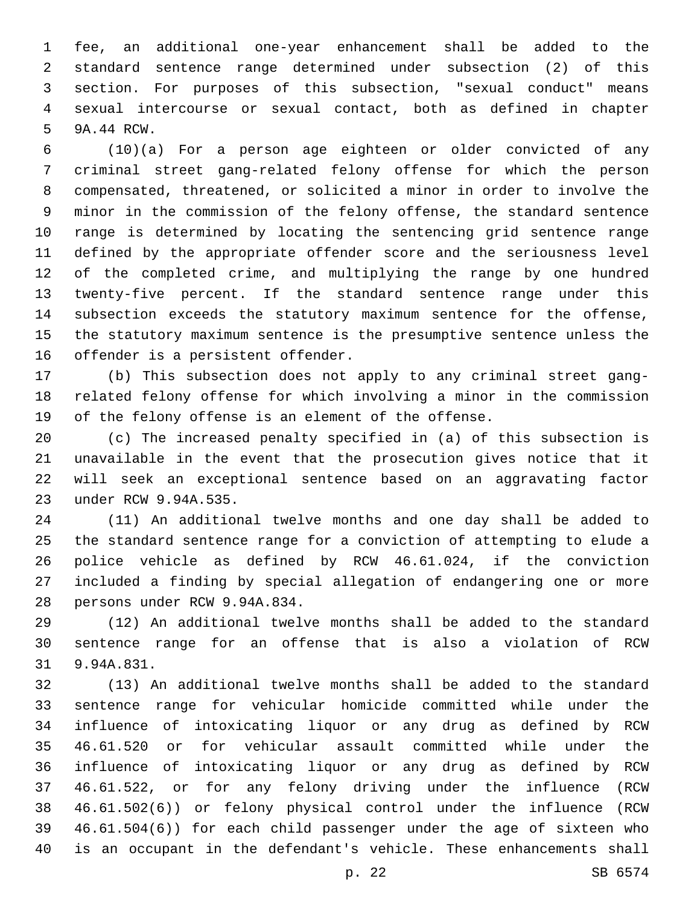fee, an additional one-year enhancement shall be added to the standard sentence range determined under subsection (2) of this section. For purposes of this subsection, "sexual conduct" means sexual intercourse or sexual contact, both as defined in chapter 9A.44 RCW.

(10)(a) For a person age eighteen or older convicted of any criminal street gang-related felony offense for which the person compensated, threatened, or solicited a minor in order to involve the minor in the commission of the felony offense, the standard sentence range is determined by locating the sentencing grid sentence range defined by the appropriate offender score and the seriousness level of the completed crime, and multiplying the range by one hundred twenty-five percent. If the standard sentence range under this subsection exceeds the statutory maximum sentence for the offense, the statutory maximum sentence is the presumptive sentence unless the offender is a persistent offender.

(b) This subsection does not apply to any criminal street gang-related felony offense for which involving a minor in the commission of the felony offense is an element of the offense.

(c) The increased penalty specified in (a) of this subsection is unavailable in the event that the prosecution gives notice that it will seek an exceptional sentence based on an aggravating factor under RCW 9.94A.535.

(11) An additional twelve months and one day shall be added to the standard sentence range for a conviction of attempting to elude a police vehicle as defined by RCW 46.61.024, if the conviction included a finding by special allegation of endangering one or more persons under RCW 9.94A.834.

(12) An additional twelve months shall be added to the standard sentence range for an offense that is also a violation of RCW 9.94A.831.

(13) An additional twelve months shall be added to the standard sentence range for vehicular homicide committed while under the influence of intoxicating liquor or any drug as defined by RCW 46.61.520 or for vehicular assault committed while under the influence of intoxicating liquor or any drug as defined by RCW 46.61.522, or for any felony driving under the influence (RCW 46.61.502(6)) or felony physical control under the influence (RCW 46.61.504(6)) for each child passenger under the age of sixteen who is an occupant in the defendant's vehicle. These enhancements shall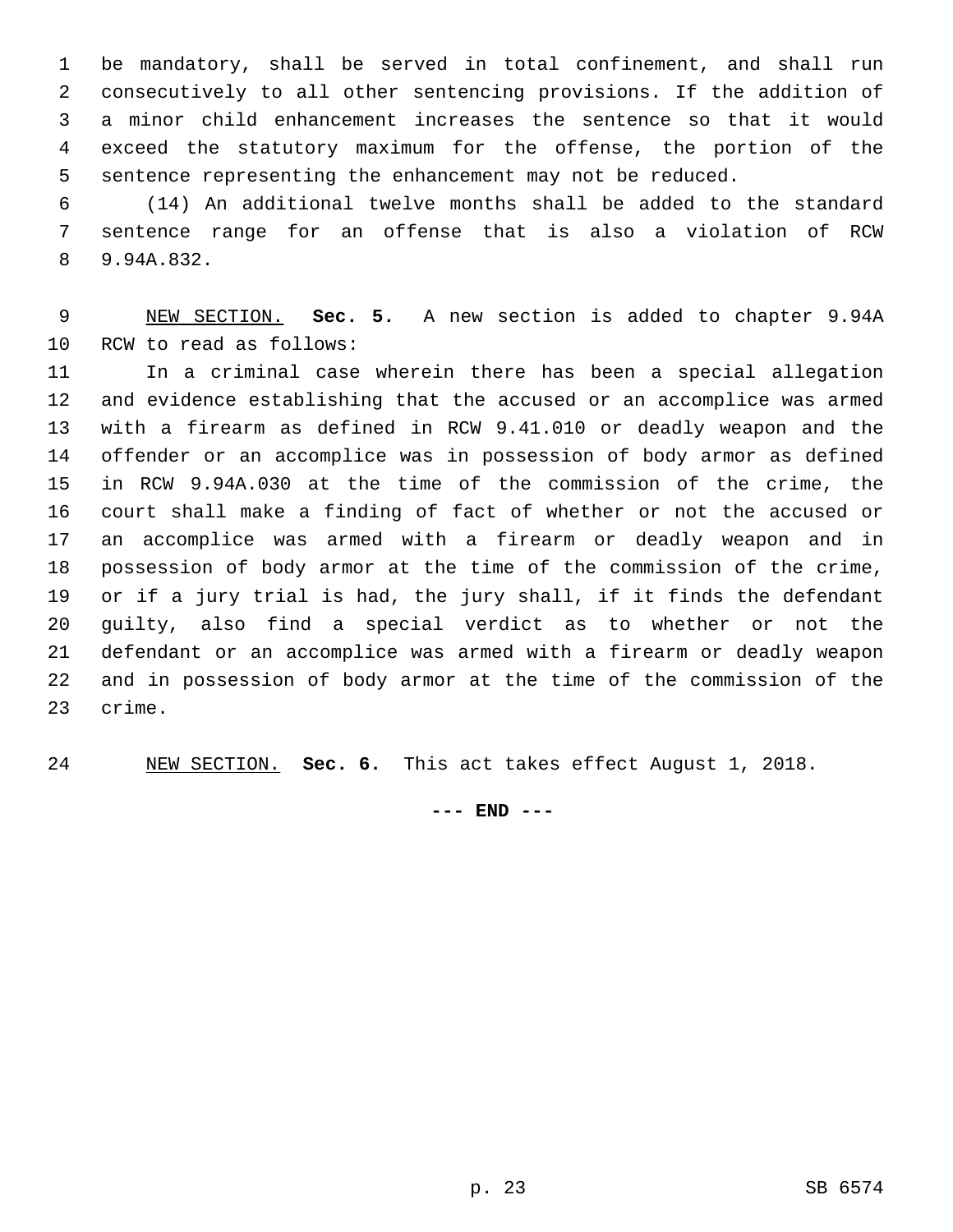be mandatory, shall be served in total confinement, and shall run consecutively to all other sentencing provisions. If the addition of a minor child enhancement increases the sentence so that it would exceed the statutory maximum for the offense, the portion of the sentence representing the enhancement may not be reduced.

(14) An additional twelve months shall be added to the standard sentence range for an offense that is also a violation of RCW 9.94A.832.

NEW SECTION. **Sec. 5.** A new section is added to chapter 9.94A RCW to read as follows:

In a criminal case wherein there has been a special allegation and evidence establishing that the accused or an accomplice was armed with a firearm as defined in RCW 9.41.010 or deadly weapon and the offender or an accomplice was in possession of body armor as defined in RCW 9.94A.030 at the time of the commission of the crime, the court shall make a finding of fact of whether or not the accused or an accomplice was armed with a firearm or deadly weapon and in possession of body armor at the time of the commission of the crime, or if a jury trial is had, the jury shall, if it finds the defendant guilty, also find a special verdict as to whether or not the defendant or an accomplice was armed with a firearm or deadly weapon and in possession of body armor at the time of the commission of the crime.

NEW SECTION. **Sec. 6.** This act takes effect August 1, 2018.

**--- END ---**